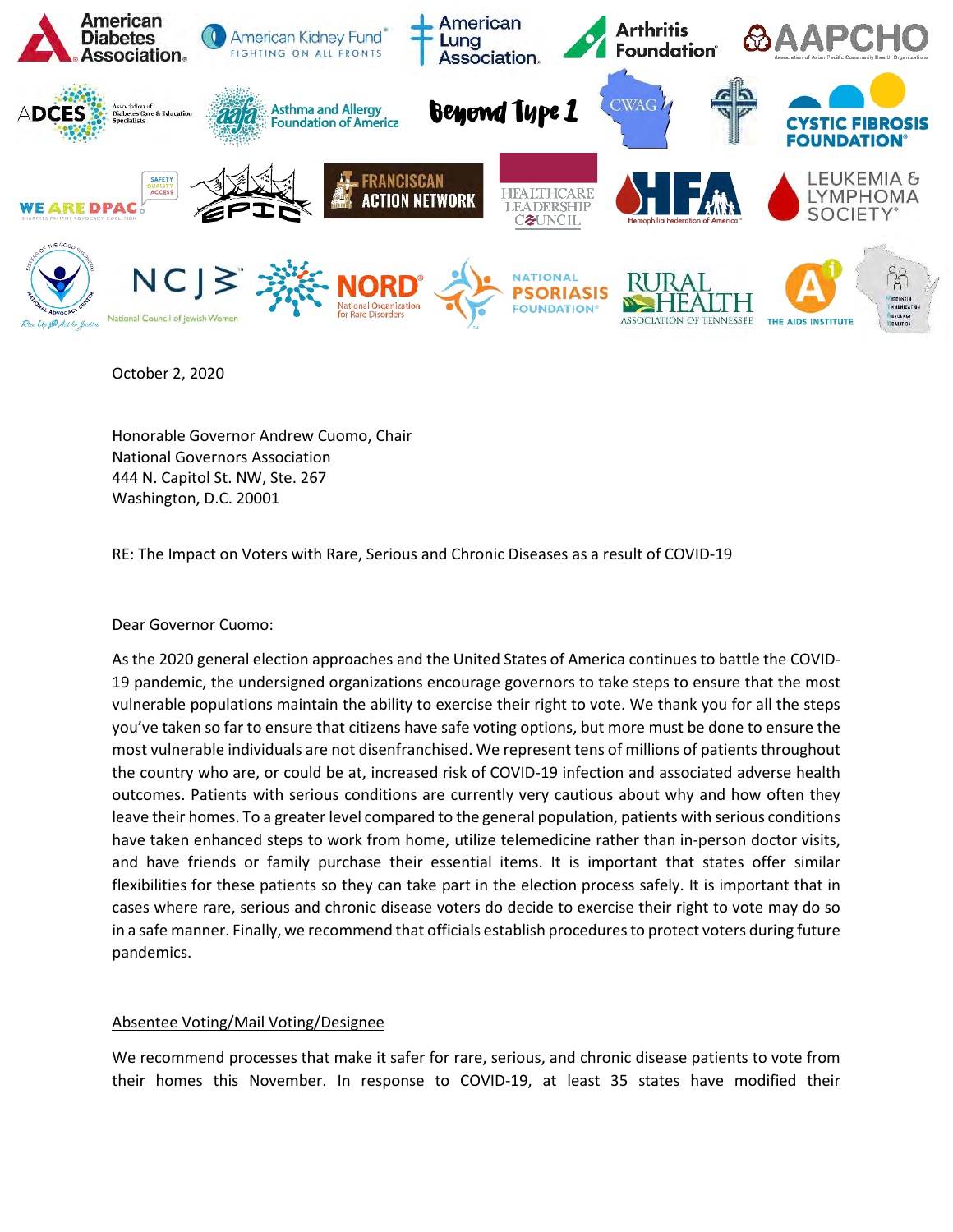October 2, 2020

Honorable Governor Andrew Cuomo, Chair
National Governors Association
444 N. Capitol St. NW, Ste. 267
Washington, D.C. 20001

RE: The Impact on Voters with Rare, Serious and Chronic Diseases as a result of COVID-19

Dear Governor Cuomo:

As the 2020 general election approaches and the United States of America continues to battle the COVID-19 pandemic, the undersigned organizations encourage governors to take steps to ensure that the most vulnerable populations maintain the ability to exercise their right to vote. We thank you for all the steps you've taken so far to ensure that citizens have safe voting options, but more must be done to ensure the most vulnerable individuals are not disenfranchised. We represent tens of millions of patients throughout the country who are, or could be at, increased risk of COVID-19 infection and associated adverse health outcomes. Patients with serious conditions are currently very cautious about why and how often they leave their homes. To a greater level compared to the general population, patients with serious conditions have taken enhanced steps to work from home, utilize telemedicine rather than in-person doctor visits, and have friends or family purchase their essential items. It is important that states offer similar flexibilities for these patients so they can take part in the election process safely. It is important that in cases where rare, serious and chronic disease voters do decide to exercise their right to vote may do so in a safe manner. Finally, we recommend that officials establish procedures to protect voters during future pandemics.

<u>Absentee Voting/Mail Voting/Designee</u>

We recommend processes that make it safer for rare, serious, and chronic disease patients to vote from their homes this November. In response to COVID-19, at least 35 states have modified their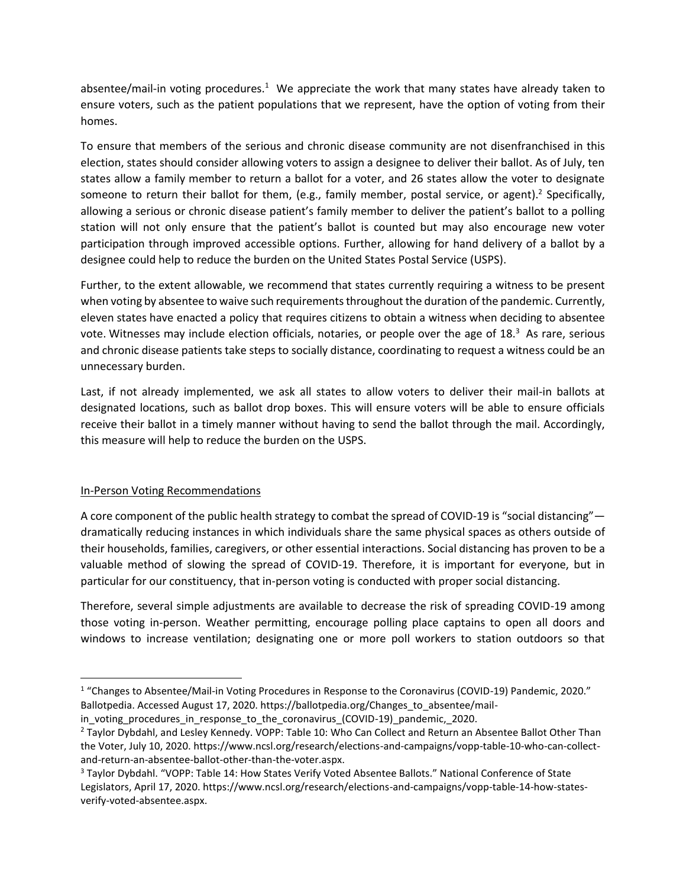absentee/mail-in voting procedures.[1] We appreciate the work that many states have already taken to ensure voters, such as the patient populations that we represent, have the option of voting from their homes.

To ensure that members of the serious and chronic disease community are not disenfranchised in this election, states should consider allowing voters to assign a designee to deliver their ballot. As of July, ten states allow a family member to return a ballot for a voter, and 26 states allow the voter to designate someone to return their ballot for them, (e.g., family member, postal service, or agent).[2] Specifically, allowing a serious or chronic disease patient's family member to deliver the patient's ballot to a polling station will not only ensure that the patient's ballot is counted but may also encourage new voter participation through improved accessible options. Further, allowing for hand delivery of a ballot by a designee could help to reduce the burden on the United States Postal Service (USPS).

Further, to the extent allowable, we recommend that states currently requiring a witness to be present when voting by absentee to waive such requirements throughout the duration of the pandemic. Currently, eleven states have enacted a policy that requires citizens to obtain a witness when deciding to absentee vote. Witnesses may include election officials, notaries, or people over the age of 18.[3] As rare, serious and chronic disease patients take steps to socially distance, coordinating to request a witness could be an unnecessary burden.

Last, if not already implemented, we ask all states to allow voters to deliver their mail-in ballots at designated locations, such as ballot drop boxes. This will ensure voters will be able to ensure officials receive their ballot in a timely manner without having to send the ballot through the mail. Accordingly, this measure will help to reduce the burden on the USPS.

<u>In-Person Voting Recommendations</u>

A core component of the public health strategy to combat the spread of COVID-19 is "social distancing"—dramatically reducing instances in which individuals share the same physical spaces as others outside of their households, families, caregivers, or other essential interactions. Social distancing has proven to be a valuable method of slowing the spread of COVID-19. Therefore, it is important for everyone, but in particular for our constituency, that in-person voting is conducted with proper social distancing.

Therefore, several simple adjustments are available to decrease the risk of spreading COVID-19 among those voting in-person. Weather permitting, encourage polling place captains to open all doors and windows to increase ventilation; designating one or more poll workers to station outdoors so that

---

[1] "Changes to Absentee/Mail-in Voting Procedures in Response to the Coronavirus (COVID-19) Pandemic, 2020." Ballotpedia. Accessed August 17, 2020. https://ballotpedia.org/Changes_to_absentee/mail-in_voting_procedures_in_response_to_the_coronavirus_(COVID-19)_pandemic,_2020.

[2] Taylor Dybdahl, and Lesley Kennedy. VOPP: Table 10: Who Can Collect and Return an Absentee Ballot Other Than the Voter, July 10, 2020. https://www.ncsl.org/research/elections-and-campaigns/vopp-table-10-who-can-collect-and-return-an-absentee-ballot-other-than-the-voter.aspx.

[3] Taylor Dybdahl. "VOPP: Table 14: How States Verify Voted Absentee Ballots." National Conference of State Legislators, April 17, 2020. https://www.ncsl.org/research/elections-and-campaigns/vopp-table-14-how-states-verify-voted-absentee.aspx.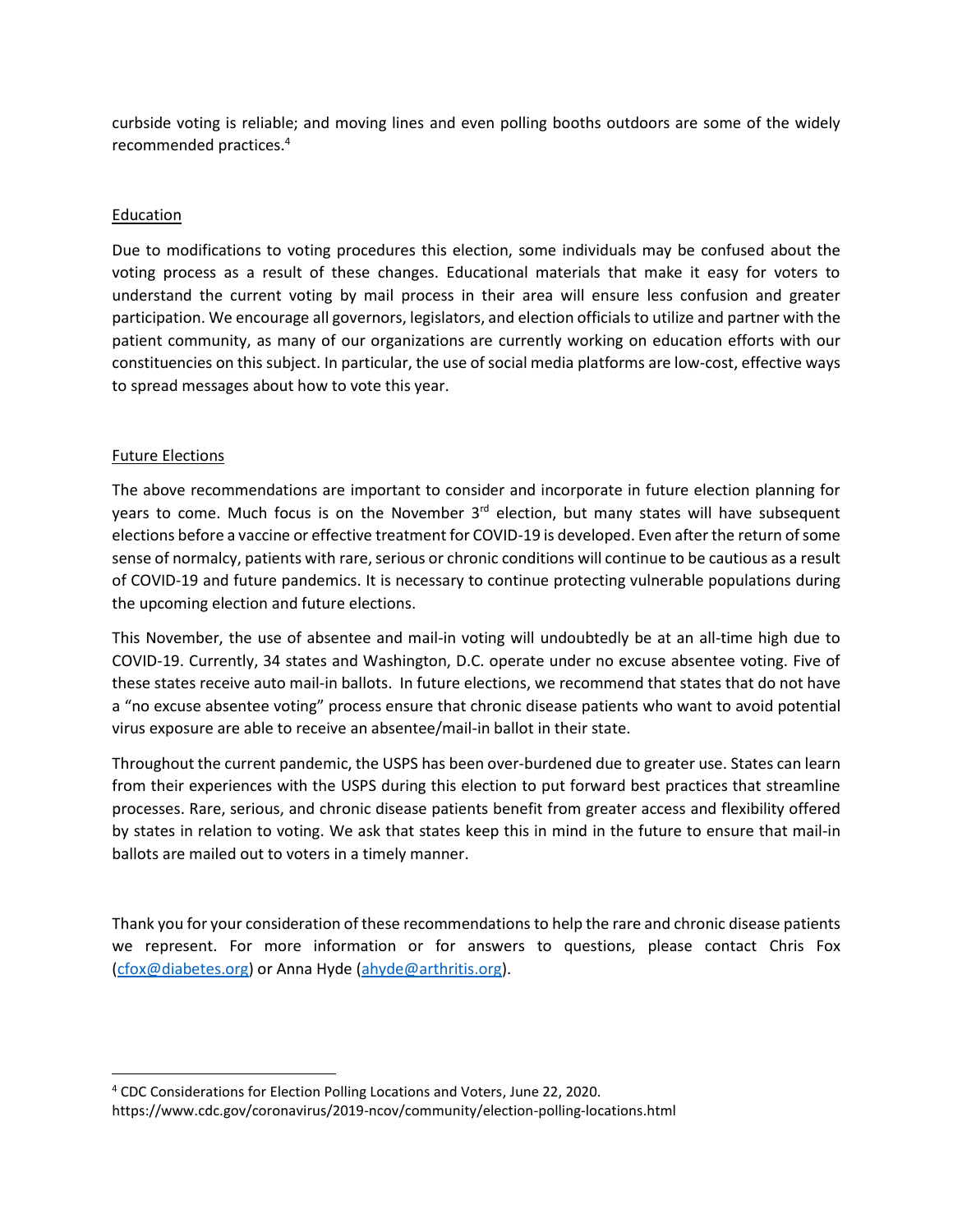curbside voting is reliable; and moving lines and even polling booths outdoors are some of the widely recommended practices.[4]

## Education

Due to modifications to voting procedures this election, some individuals may be confused about the voting process as a result of these changes. Educational materials that make it easy for voters to understand the current voting by mail process in their area will ensure less confusion and greater participation. We encourage all governors, legislators, and election officials to utilize and partner with the patient community, as many of our organizations are currently working on education efforts with our constituencies on this subject. In particular, the use of social media platforms are low-cost, effective ways to spread messages about how to vote this year.

## Future Elections

The above recommendations are important to consider and incorporate in future election planning for years to come. Much focus is on the November 3rd election, but many states will have subsequent elections before a vaccine or effective treatment for COVID-19 is developed. Even after the return of some sense of normalcy, patients with rare, serious or chronic conditions will continue to be cautious as a result of COVID-19 and future pandemics. It is necessary to continue protecting vulnerable populations during the upcoming election and future elections.

This November, the use of absentee and mail-in voting will undoubtedly be at an all-time high due to COVID-19. Currently, 34 states and Washington, D.C. operate under no excuse absentee voting. Five of these states receive auto mail-in ballots. In future elections, we recommend that states that do not have a "no excuse absentee voting" process ensure that chronic disease patients who want to avoid potential virus exposure are able to receive an absentee/mail-in ballot in their state.

Throughout the current pandemic, the USPS has been over-burdened due to greater use. States can learn from their experiences with the USPS during this election to put forward best practices that streamline processes. Rare, serious, and chronic disease patients benefit from greater access and flexibility offered by states in relation to voting. We ask that states keep this in mind in the future to ensure that mail-in ballots are mailed out to voters in a timely manner.

Thank you for your consideration of these recommendations to help the rare and chronic disease patients we represent. For more information or for answers to questions, please contact Chris Fox (cfox@diabetes.org) or Anna Hyde (ahyde@arthritis.org).

---

[4] CDC Considerations for Election Polling Locations and Voters, June 22, 2020. https://www.cdc.gov/coronavirus/2019-ncov/community/election-polling-locations.html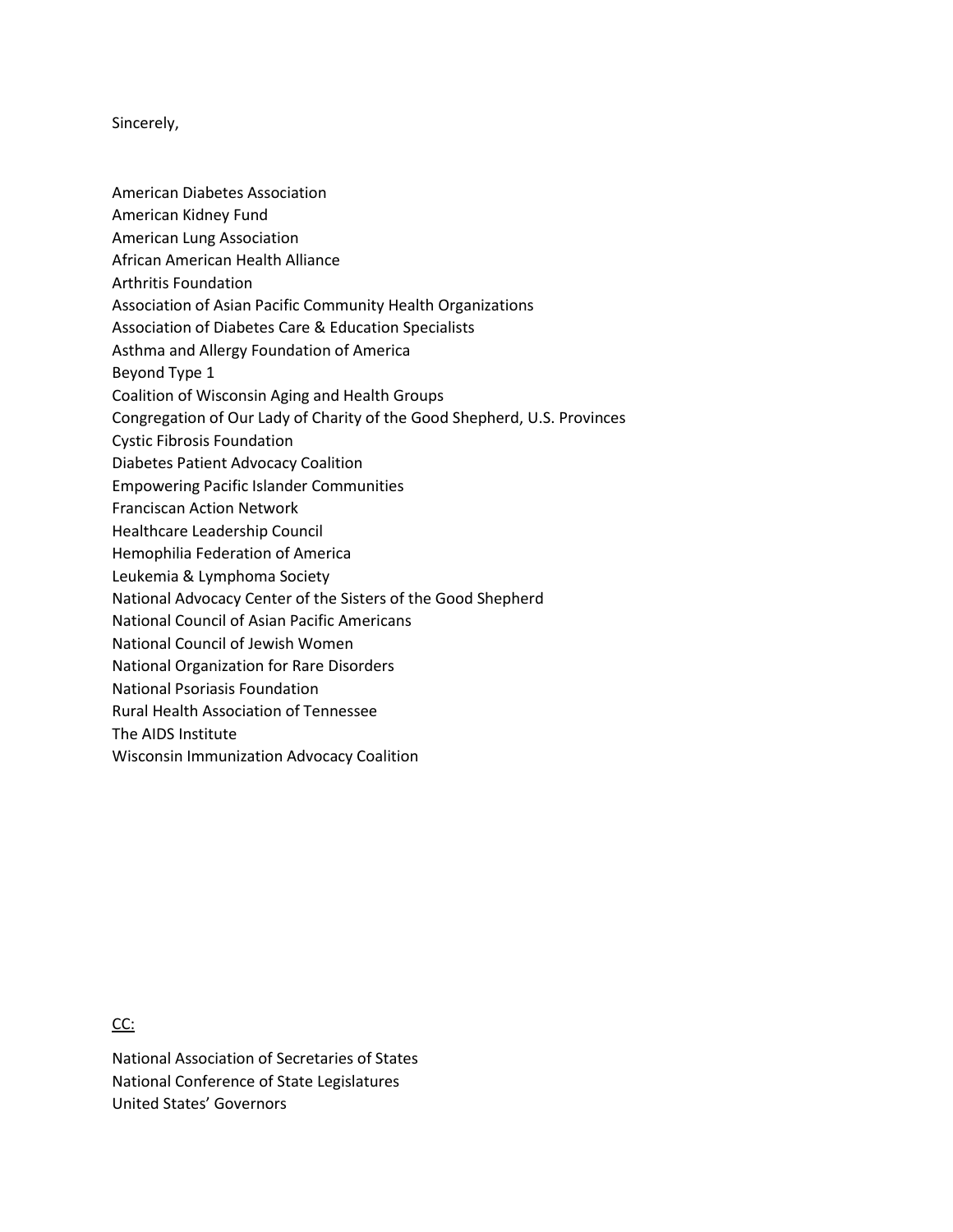Sincerely,

American Diabetes Association
American Kidney Fund
American Lung Association
African American Health Alliance
Arthritis Foundation
Association of Asian Pacific Community Health Organizations
Association of Diabetes Care & Education Specialists
Asthma and Allergy Foundation of America
Beyond Type 1
Coalition of Wisconsin Aging and Health Groups
Congregation of Our Lady of Charity of the Good Shepherd, U.S. Provinces
Cystic Fibrosis Foundation
Diabetes Patient Advocacy Coalition
Empowering Pacific Islander Communities
Franciscan Action Network
Healthcare Leadership Council
Hemophilia Federation of America
Leukemia & Lymphoma Society
National Advocacy Center of the Sisters of the Good Shepherd
National Council of Asian Pacific Americans
National Council of Jewish Women
National Organization for Rare Disorders
National Psoriasis Foundation
Rural Health Association of Tennessee
The AIDS Institute
Wisconsin Immunization Advocacy Coalition

<u>CC:</u>

National Association of Secretaries of States
National Conference of State Legislatures
United States' Governors